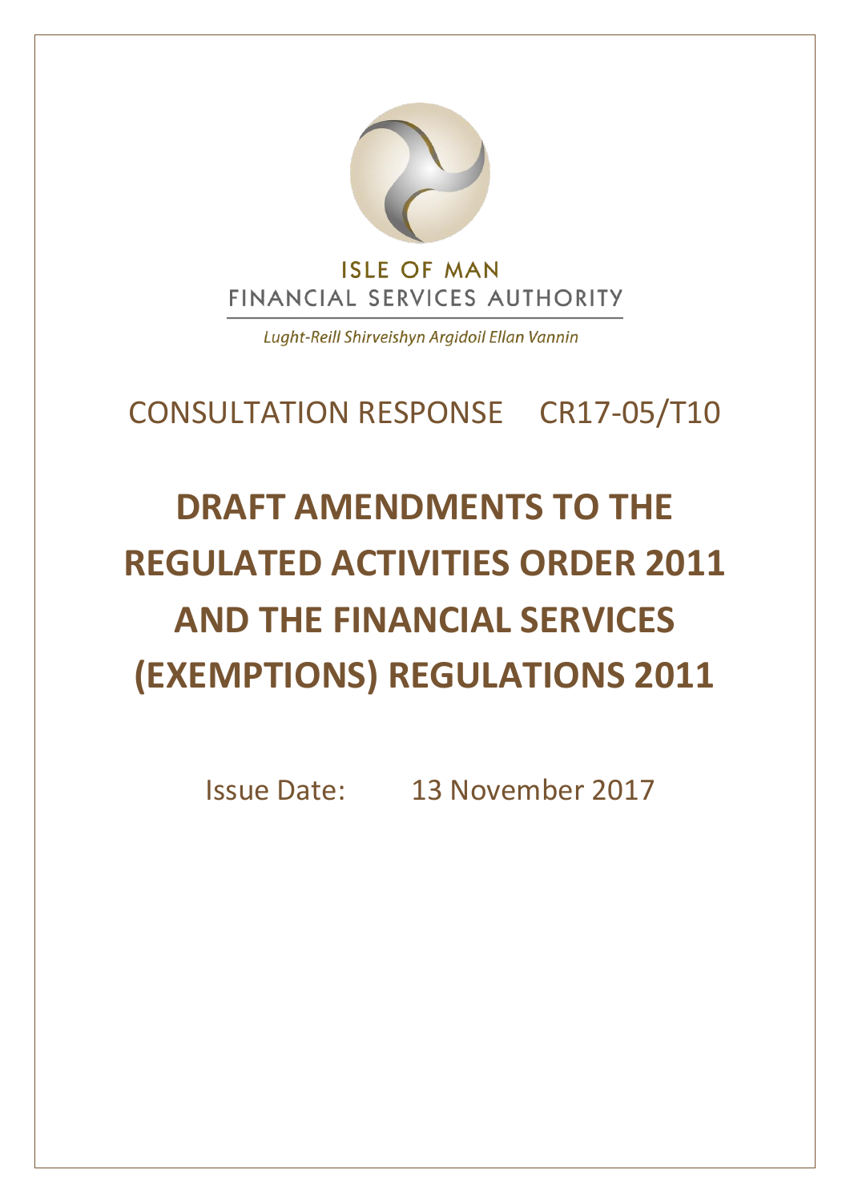ISLE OF MAN
FINANCIAL SERVICES AUTHORITY

*Lught-Reill Shirveishyn Argidoil Ellan Vannin*

CONSULTATION RESPONSE CR17-05/T10

# DRAFT AMENDMENTS TO THE REGULATED ACTIVITIES ORDER 2011 AND THE FINANCIAL SERVICES (EXEMPTIONS) REGULATIONS 2011

Issue Date: 13 November 2017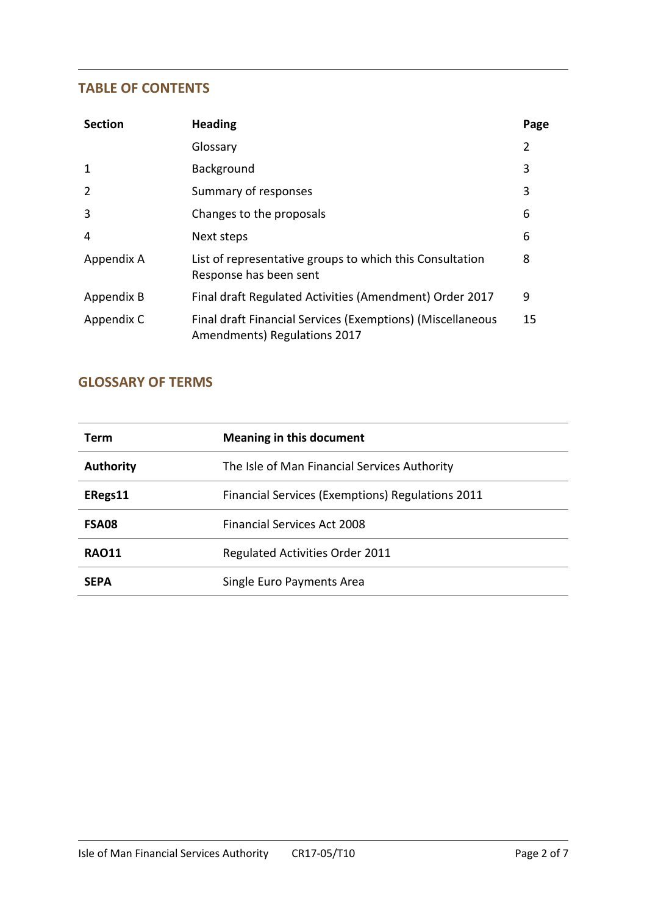## TABLE OF CONTENTS

| Section | Heading | Page |
|---|---|---|
| | Glossary | 2 |
| 1 | Background | 3 |
| 2 | Summary of responses | 3 |
| 3 | Changes to the proposals | 6 |
| 4 | Next steps | 6 |
| Appendix A | List of representative groups to which this Consultation Response has been sent | 8 |
| Appendix B | Final draft Regulated Activities (Amendment) Order 2017 | 9 |
| Appendix C | Final draft Financial Services (Exemptions) (Miscellaneous Amendments) Regulations 2017 | 15 |

## GLOSSARY OF TERMS

| Term | Meaning in this document |
|---|---|
| **Authority** | The Isle of Man Financial Services Authority |
| **ERegs11** | Financial Services (Exemptions) Regulations 2011 |
| **FSA08** | Financial Services Act 2008 |
| **RAO11** | Regulated Activities Order 2011 |
| **SEPA** | Single Euro Payments Area |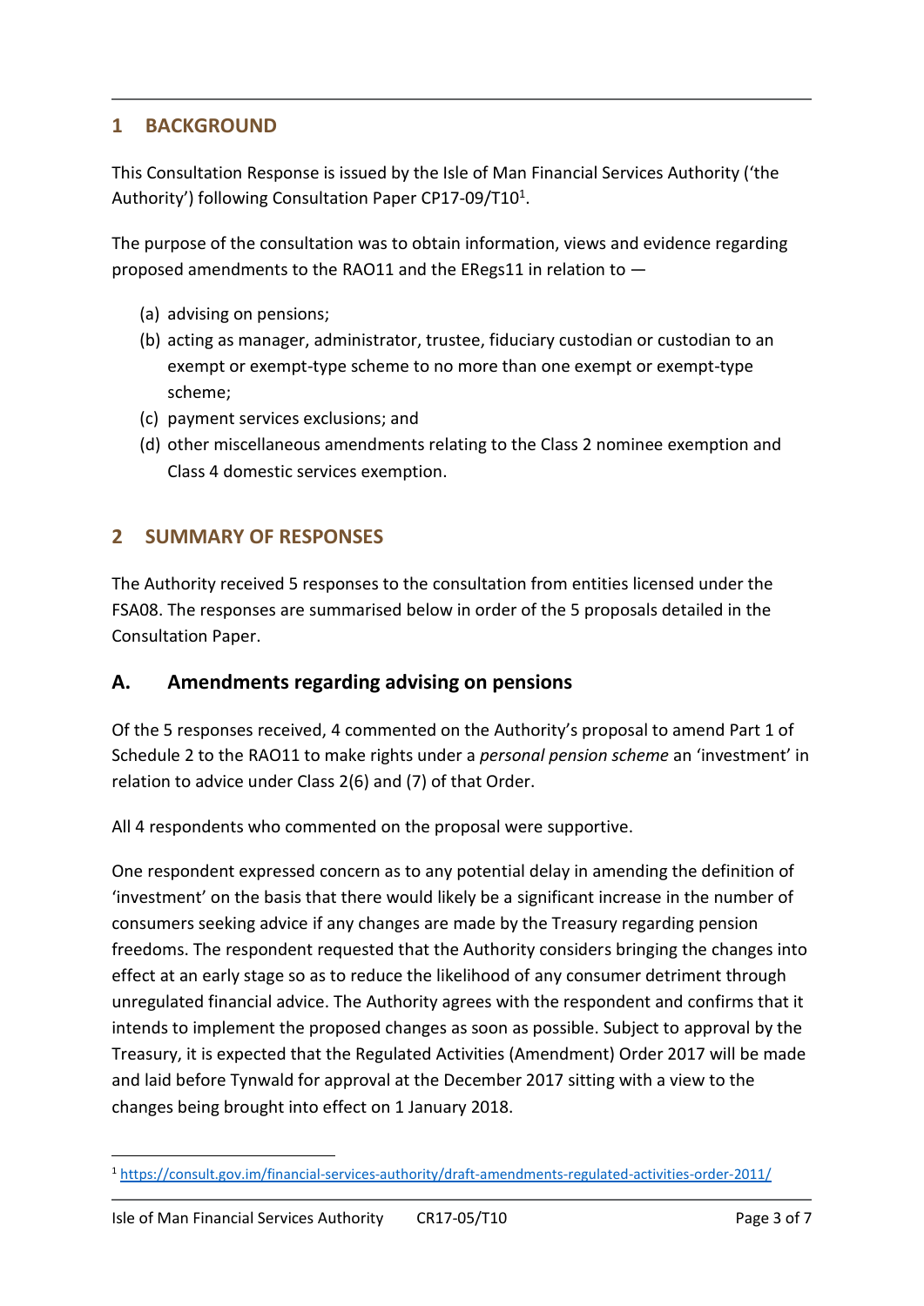## 1 BACKGROUND

This Consultation Response is issued by the Isle of Man Financial Services Authority ('the Authority') following Consultation Paper CP17-09/T10[1].

The purpose of the consultation was to obtain information, views and evidence regarding proposed amendments to the RAO11 and the ERegs11 in relation to —

(a) advising on pensions;
(b) acting as manager, administrator, trustee, fiduciary custodian or custodian to an exempt or exempt-type scheme to no more than one exempt or exempt-type scheme;
(c) payment services exclusions; and
(d) other miscellaneous amendments relating to the Class 2 nominee exemption and Class 4 domestic services exemption.

## 2 SUMMARY OF RESPONSES

The Authority received 5 responses to the consultation from entities licensed under the FSA08. The responses are summarised below in order of the 5 proposals detailed in the Consultation Paper.

### A. Amendments regarding advising on pensions

Of the 5 responses received, 4 commented on the Authority's proposal to amend Part 1 of Schedule 2 to the RAO11 to make rights under a *personal pension scheme* an 'investment' in relation to advice under Class 2(6) and (7) of that Order.

All 4 respondents who commented on the proposal were supportive.

One respondent expressed concern as to any potential delay in amending the definition of 'investment' on the basis that there would likely be a significant increase in the number of consumers seeking advice if any changes are made by the Treasury regarding pension freedoms. The respondent requested that the Authority considers bringing the changes into effect at an early stage so as to reduce the likelihood of any consumer detriment through unregulated financial advice. The Authority agrees with the respondent and confirms that it intends to implement the proposed changes as soon as possible. Subject to approval by the Treasury, it is expected that the Regulated Activities (Amendment) Order 2017 will be made and laid before Tynwald for approval at the December 2017 sitting with a view to the changes being brought into effect on 1 January 2018.

---

[1] https://consult.gov.im/financial-services-authority/draft-amendments-regulated-activities-order-2011/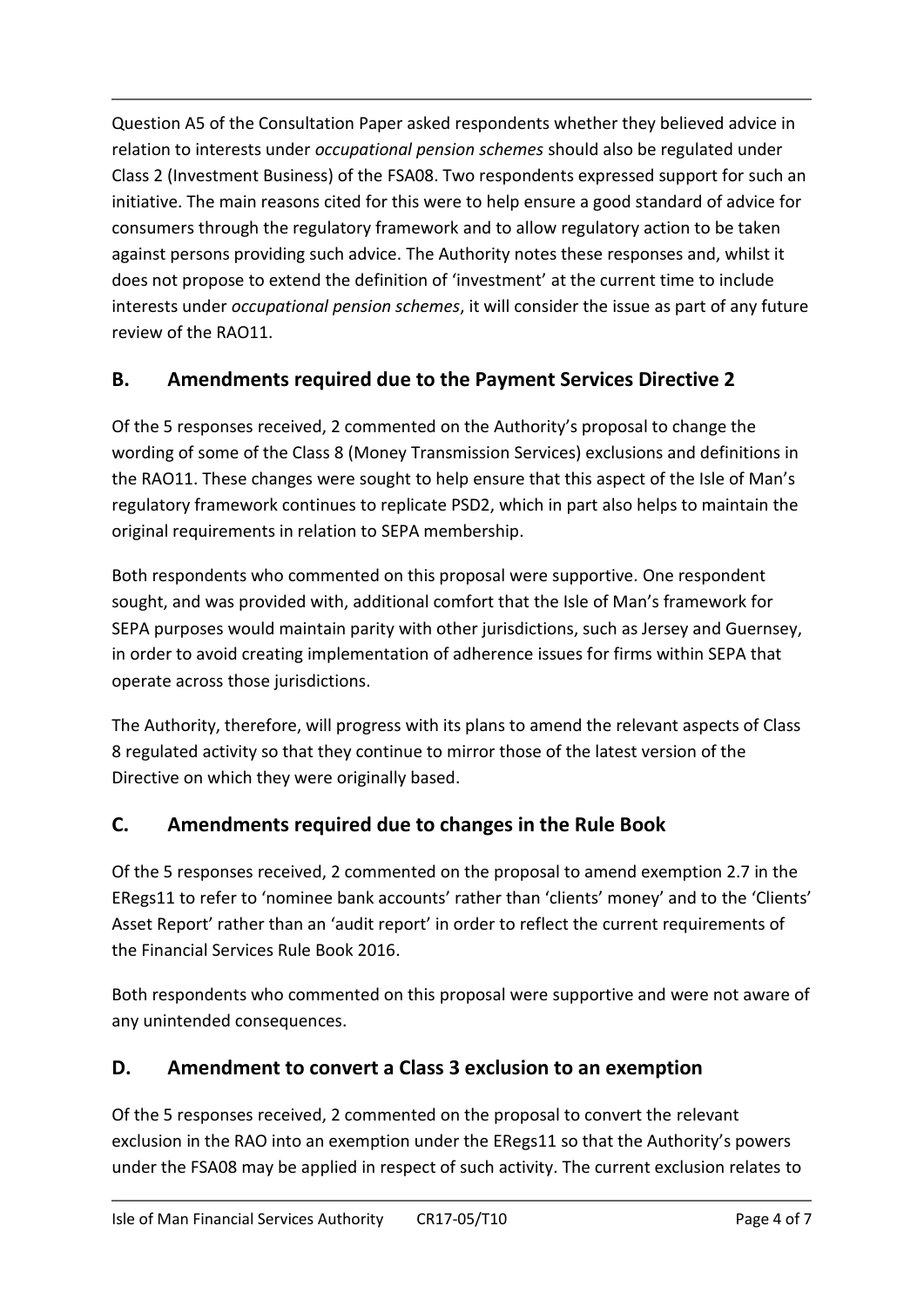Question A5 of the Consultation Paper asked respondents whether they believed advice in relation to interests under *occupational pension schemes* should also be regulated under Class 2 (Investment Business) of the FSA08. Two respondents expressed support for such an initiative. The main reasons cited for this were to help ensure a good standard of advice for consumers through the regulatory framework and to allow regulatory action to be taken against persons providing such advice. The Authority notes these responses and, whilst it does not propose to extend the definition of 'investment' at the current time to include interests under *occupational pension schemes*, it will consider the issue as part of any future review of the RAO11.

## B. Amendments required due to the Payment Services Directive 2

Of the 5 responses received, 2 commented on the Authority's proposal to change the wording of some of the Class 8 (Money Transmission Services) exclusions and definitions in the RAO11. These changes were sought to help ensure that this aspect of the Isle of Man's regulatory framework continues to replicate PSD2, which in part also helps to maintain the original requirements in relation to SEPA membership.

Both respondents who commented on this proposal were supportive. One respondent sought, and was provided with, additional comfort that the Isle of Man's framework for SEPA purposes would maintain parity with other jurisdictions, such as Jersey and Guernsey, in order to avoid creating implementation of adherence issues for firms within SEPA that operate across those jurisdictions.

The Authority, therefore, will progress with its plans to amend the relevant aspects of Class 8 regulated activity so that they continue to mirror those of the latest version of the Directive on which they were originally based.

## C. Amendments required due to changes in the Rule Book

Of the 5 responses received, 2 commented on the proposal to amend exemption 2.7 in the ERegs11 to refer to 'nominee bank accounts' rather than 'clients' money' and to the 'Clients' Asset Report' rather than an 'audit report' in order to reflect the current requirements of the Financial Services Rule Book 2016.

Both respondents who commented on this proposal were supportive and were not aware of any unintended consequences.

## D. Amendment to convert a Class 3 exclusion to an exemption

Of the 5 responses received, 2 commented on the proposal to convert the relevant exclusion in the RAO into an exemption under the ERegs11 so that the Authority's powers under the FSA08 may be applied in respect of such activity. The current exclusion relates to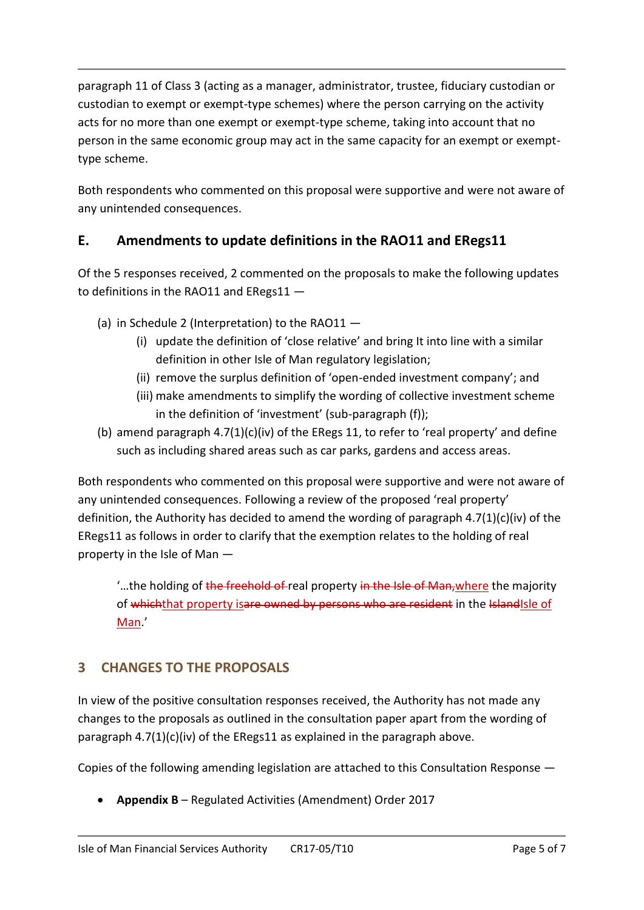paragraph 11 of Class 3 (acting as a manager, administrator, trustee, fiduciary custodian or custodian to exempt or exempt-type schemes) where the person carrying on the activity acts for no more than one exempt or exempt-type scheme, taking into account that no person in the same economic group may act in the same capacity for an exempt or exempt-type scheme.

Both respondents who commented on this proposal were supportive and were not aware of any unintended consequences.

## E. Amendments to update definitions in the RAO11 and ERegs11

Of the 5 responses received, 2 commented on the proposals to make the following updates to definitions in the RAO11 and ERegs11 —

(a) in Schedule 2 (Interpretation) to the RAO11 —
   - (i) update the definition of 'close relative' and bring It into line with a similar definition in other Isle of Man regulatory legislation;
   - (ii) remove the surplus definition of 'open-ended investment company'; and
   - (iii) make amendments to simplify the wording of collective investment scheme in the definition of 'investment' (sub-paragraph (f));

(b) amend paragraph 4.7(1)(c)(iv) of the ERegs 11, to refer to 'real property' and define such as including shared areas such as car parks, gardens and access areas.

Both respondents who commented on this proposal were supportive and were not aware of any unintended consequences. Following a review of the proposed 'real property' definition, the Authority has decided to amend the wording of paragraph 4.7(1)(c)(iv) of the ERegs11 as follows in order to clarify that the exemption relates to the holding of real property in the Isle of Man —

> '…the holding of ~~the freehold of~~ real property ~~in the Isle of Man,~~<u>where</u> the majority of ~~which~~<u>that property is</u>~~are owned by persons who are resident~~ in the ~~Island~~<u>Isle of Man</u>.'

# 3 CHANGES TO THE PROPOSALS

In view of the positive consultation responses received, the Authority has not made any changes to the proposals as outlined in the consultation paper apart from the wording of paragraph 4.7(1)(c)(iv) of the ERegs11 as explained in the paragraph above.

Copies of the following amending legislation are attached to this Consultation Response —

- **Appendix B** – Regulated Activities (Amendment) Order 2017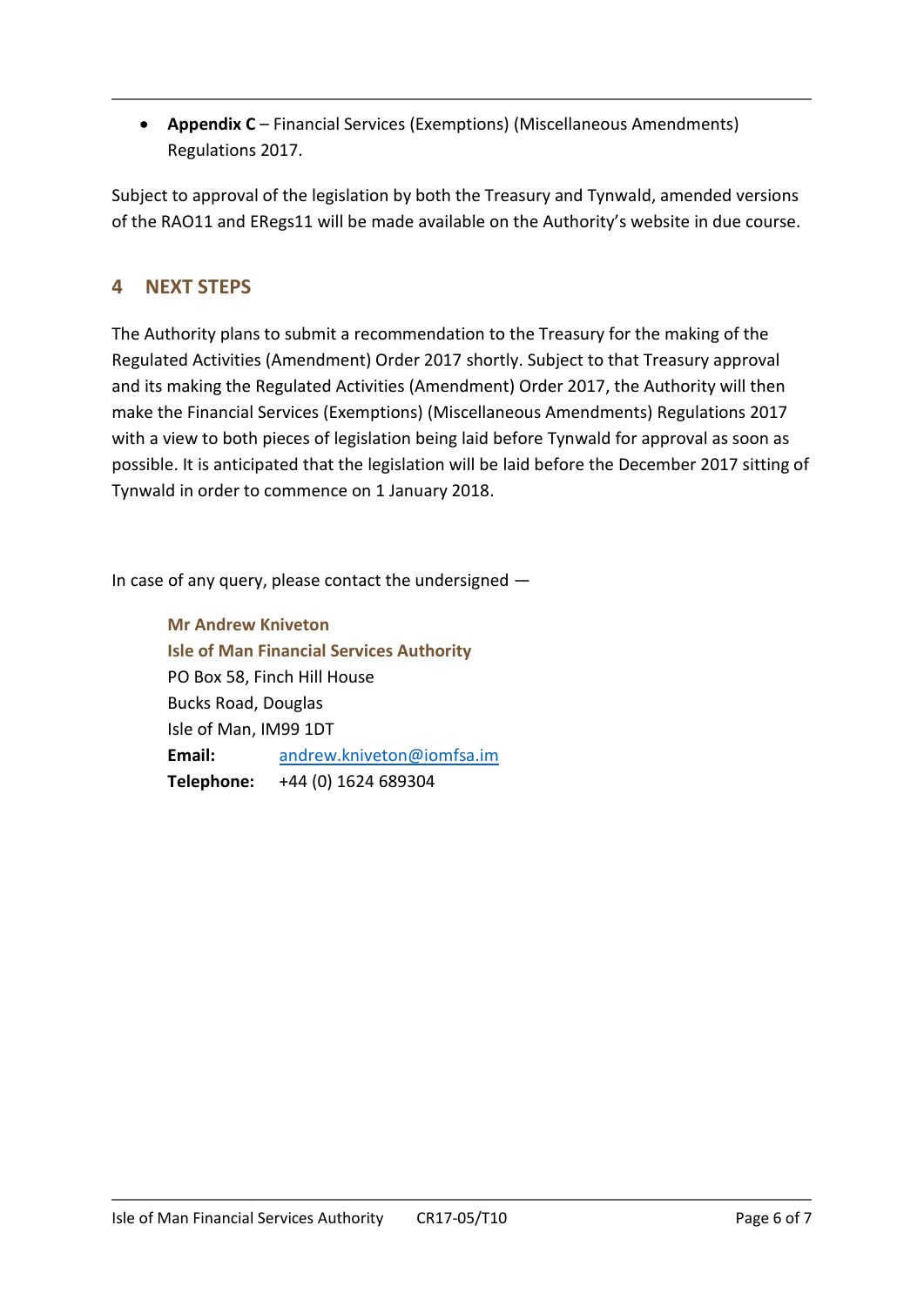- **Appendix C** – Financial Services (Exemptions) (Miscellaneous Amendments) Regulations 2017.

Subject to approval of the legislation by both the Treasury and Tynwald, amended versions of the RAO11 and ERegs11 will be made available on the Authority's website in due course.

## 4 NEXT STEPS

The Authority plans to submit a recommendation to the Treasury for the making of the Regulated Activities (Amendment) Order 2017 shortly. Subject to that Treasury approval and its making the Regulated Activities (Amendment) Order 2017, the Authority will then make the Financial Services (Exemptions) (Miscellaneous Amendments) Regulations 2017 with a view to both pieces of legislation being laid before Tynwald for approval as soon as possible. It is anticipated that the legislation will be laid before the December 2017 sitting of Tynwald in order to commence on 1 January 2018.

In case of any query, please contact the undersigned —

**Mr Andrew Kniveton**
**Isle of Man Financial Services Authority**
PO Box 58, Finch Hill House
Bucks Road, Douglas
Isle of Man, IM99 1DT
**Email:** andrew.kniveton@iomfsa.im
**Telephone:** +44 (0) 1624 689304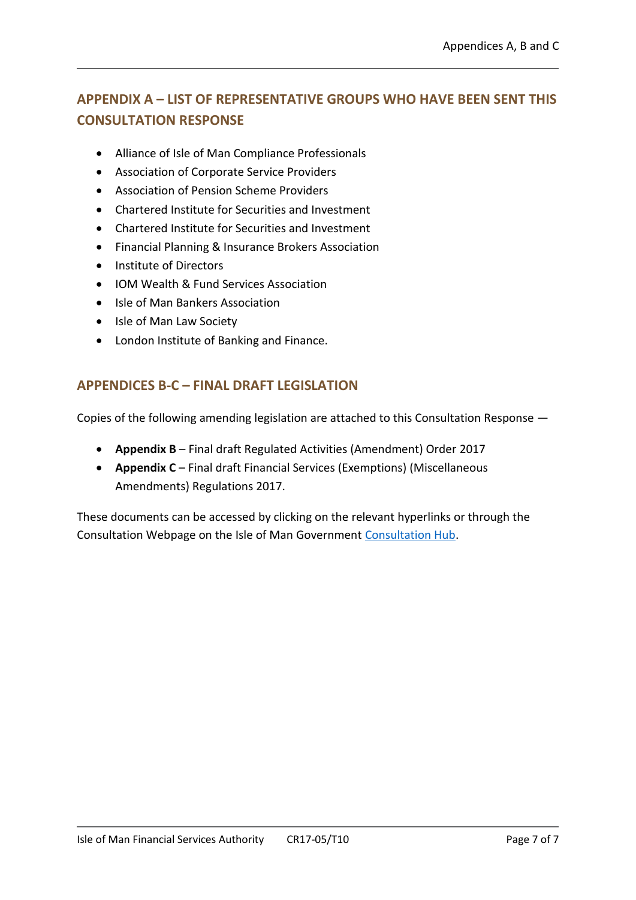## APPENDIX A – LIST OF REPRESENTATIVE GROUPS WHO HAVE BEEN SENT THIS CONSULTATION RESPONSE

- Alliance of Isle of Man Compliance Professionals
- Association of Corporate Service Providers
- Association of Pension Scheme Providers
- Chartered Institute for Securities and Investment
- Chartered Institute for Securities and Investment
- Financial Planning & Insurance Brokers Association
- Institute of Directors
- IOM Wealth & Fund Services Association
- Isle of Man Bankers Association
- Isle of Man Law Society
- London Institute of Banking and Finance.

## APPENDICES B-C – FINAL DRAFT LEGISLATION

Copies of the following amending legislation are attached to this Consultation Response —

- **Appendix B** – Final draft Regulated Activities (Amendment) Order 2017
- **Appendix C** – Final draft Financial Services (Exemptions) (Miscellaneous Amendments) Regulations 2017.

These documents can be accessed by clicking on the relevant hyperlinks or through the Consultation Webpage on the Isle of Man Government Consultation Hub.